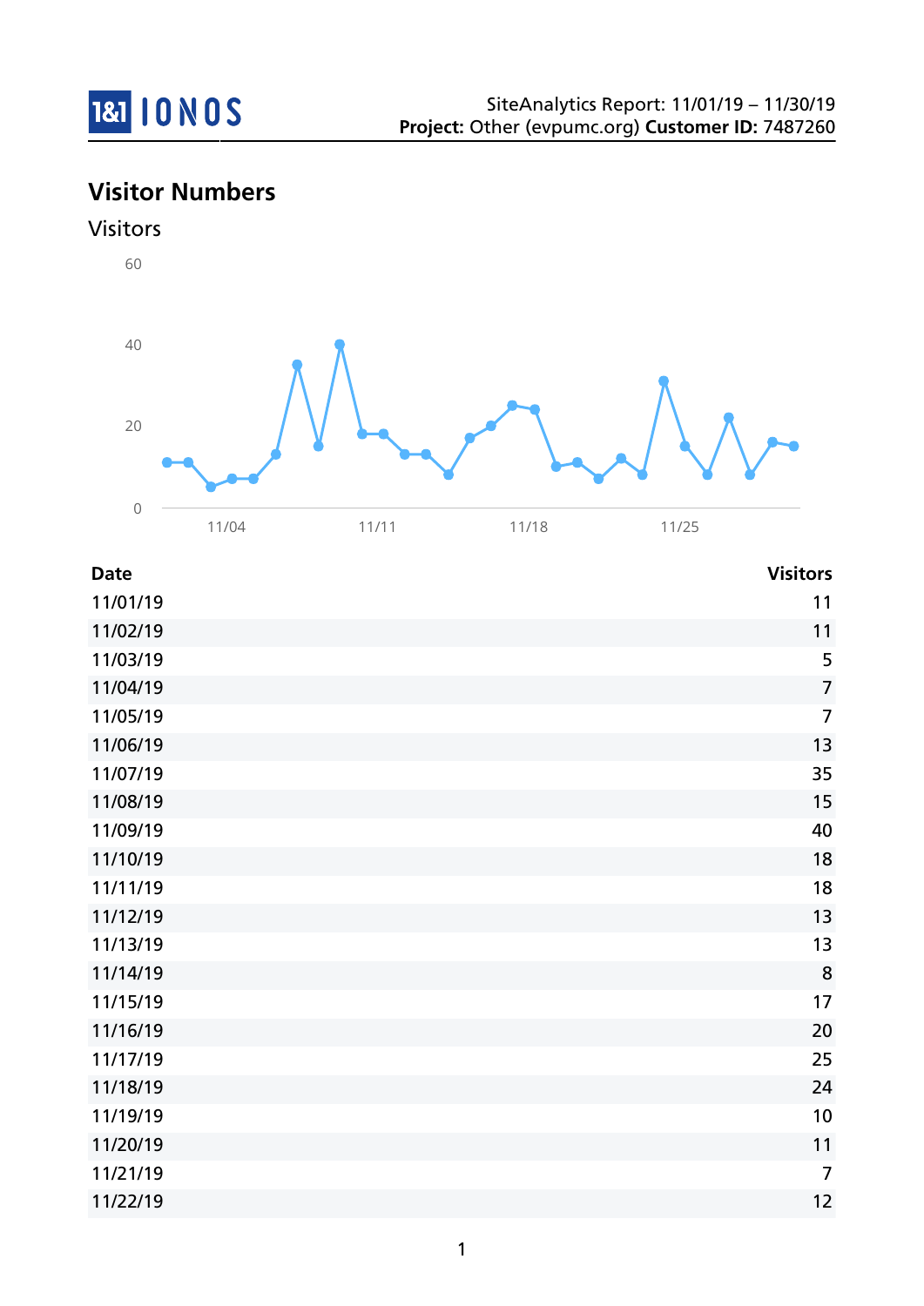SiteAnalytics Report: 11/01/19 – 11/30/19
**Project:** Other (evpumc.org) **Customer ID:** 7487260

## Visitor Numbers

### Visitors

| Date | Visitors |
|---|---|
| 11/01/19 | 11 |
| 11/02/19 | 11 |
| 11/03/19 | 5 |
| 11/04/19 | 7 |
| 11/05/19 | 7 |
| 11/06/19 | 13 |
| 11/07/19 | 35 |
| 11/08/19 | 15 |
| 11/09/19 | 40 |
| 11/10/19 | 18 |
| 11/11/19 | 18 |
| 11/12/19 | 13 |
| 11/13/19 | 13 |
| 11/14/19 | 8 |
| 11/15/19 | 17 |
| 11/16/19 | 20 |
| 11/17/19 | 25 |
| 11/18/19 | 24 |
| 11/19/19 | 10 |
| 11/20/19 | 11 |
| 11/21/19 | 7 |
| 11/22/19 | 12 |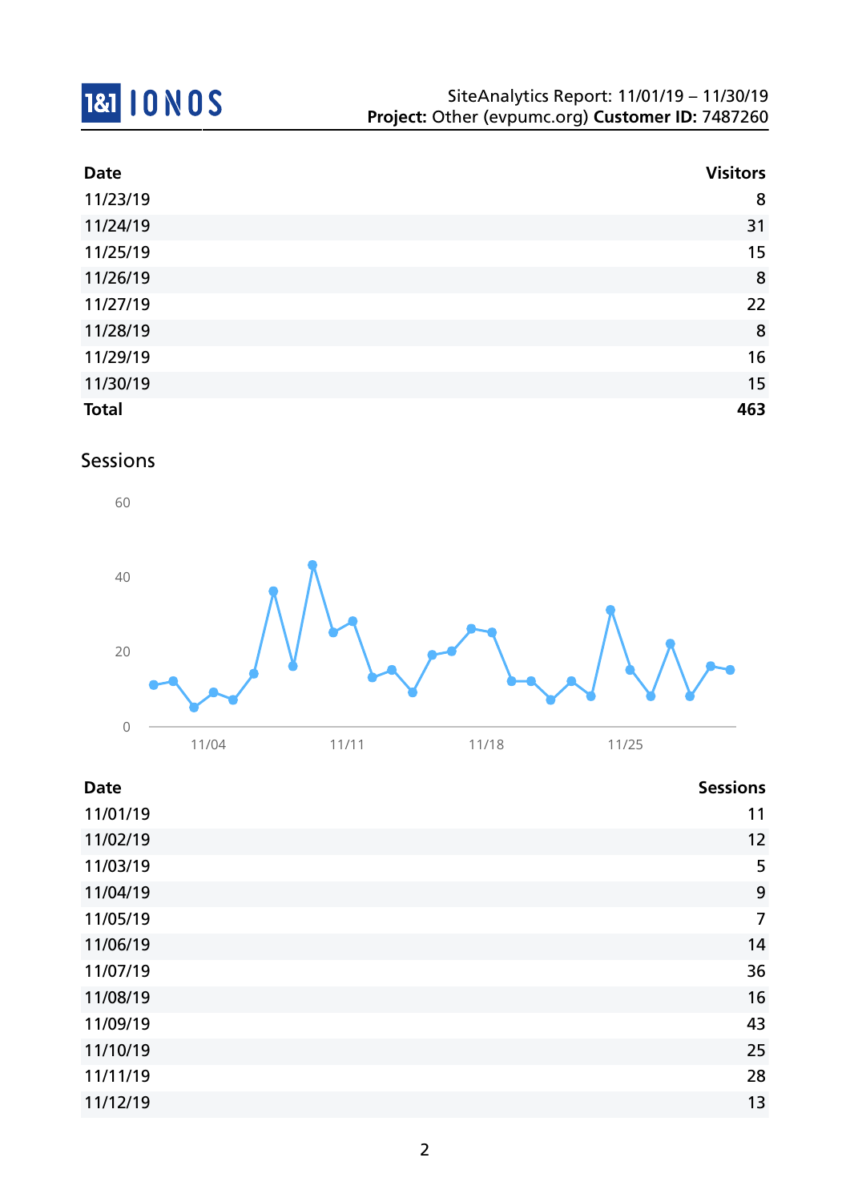| Date | Visitors |
|---|---|
| 11/23/19 | 8 |
| 11/24/19 | 31 |
| 11/25/19 | 15 |
| 11/26/19 | 8 |
| 11/27/19 | 22 |
| 11/28/19 | 8 |
| 11/29/19 | 16 |
| 11/30/19 | 15 |
| **Total** | **463** |

## Sessions

| Date | Sessions |
|---|---|
| 11/01/19 | 11 |
| 11/02/19 | 12 |
| 11/03/19 | 5 |
| 11/04/19 | 9 |
| 11/05/19 | 7 |
| 11/06/19 | 14 |
| 11/07/19 | 36 |
| 11/08/19 | 16 |
| 11/09/19 | 43 |
| 11/10/19 | 25 |
| 11/11/19 | 28 |
| 11/12/19 | 13 |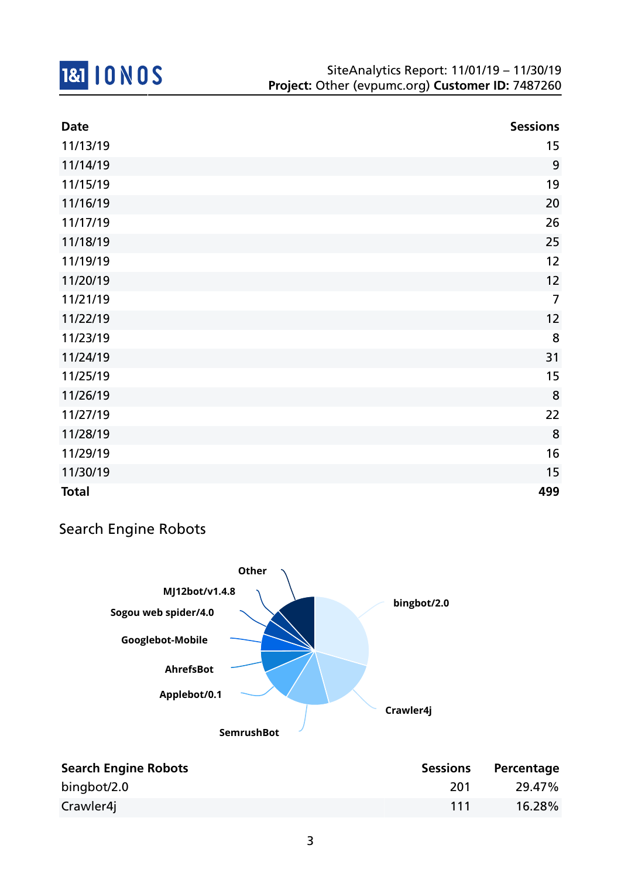| Date | Sessions |
|---|---|
| 11/13/19 | 15 |
| 11/14/19 | 9 |
| 11/15/19 | 19 |
| 11/16/19 | 20 |
| 11/17/19 | 26 |
| 11/18/19 | 25 |
| 11/19/19 | 12 |
| 11/20/19 | 12 |
| 11/21/19 | 7 |
| 11/22/19 | 12 |
| 11/23/19 | 8 |
| 11/24/19 | 31 |
| 11/25/19 | 15 |
| 11/26/19 | 8 |
| 11/27/19 | 22 |
| 11/28/19 | 8 |
| 11/29/19 | 16 |
| 11/30/19 | 15 |
| **Total** | **499** |

## Search Engine Robots

Other
MJ12bot/v1.4.8
Sogou web spider/4.0
Googlebot-Mobile
AhrefsBot
Applebot/0.1
SemrushBot
Crawler4j
bingbot/2.0

| Search Engine Robots | Sessions | Percentage |
|---|---|---|
| bingbot/2.0 | 201 | 29.47% |
| Crawler4j | 111 | 16.28% |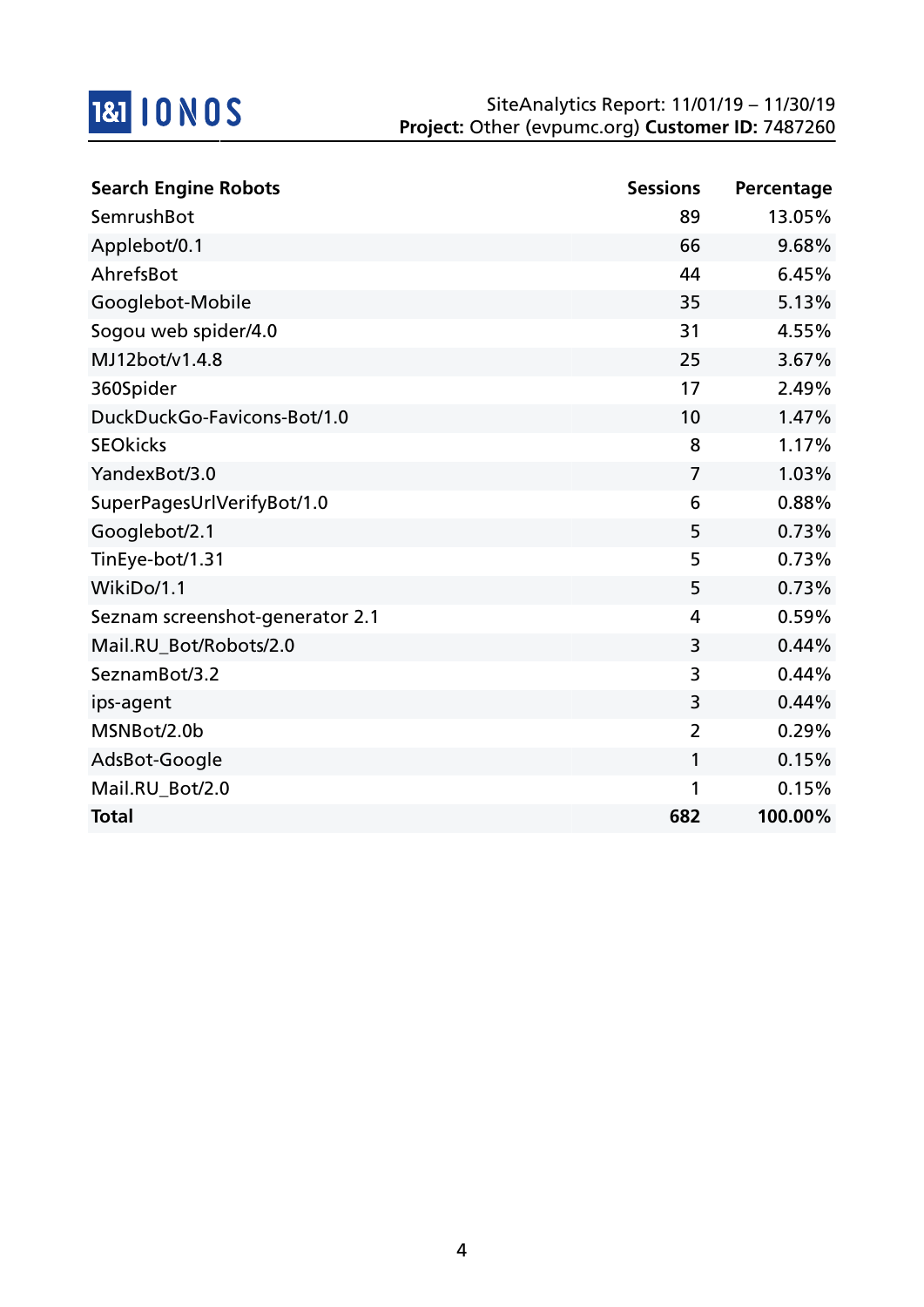| Search Engine Robots | Sessions | Percentage |
|---|---|---|
| SemrushBot | 89 | 13.05% |
| Applebot/0.1 | 66 | 9.68% |
| AhrefsBot | 44 | 6.45% |
| Googlebot-Mobile | 35 | 5.13% |
| Sogou web spider/4.0 | 31 | 4.55% |
| MJ12bot/v1.4.8 | 25 | 3.67% |
| 360Spider | 17 | 2.49% |
| DuckDuckGo-Favicons-Bot/1.0 | 10 | 1.47% |
| SEOkicks | 8 | 1.17% |
| YandexBot/3.0 | 7 | 1.03% |
| SuperPagesUrlVerifyBot/1.0 | 6 | 0.88% |
| Googlebot/2.1 | 5 | 0.73% |
| TinEye-bot/1.31 | 5 | 0.73% |
| WikiDo/1.1 | 5 | 0.73% |
| Seznam screenshot-generator 2.1 | 4 | 0.59% |
| Mail.RU_Bot/Robots/2.0 | 3 | 0.44% |
| SeznamBot/3.2 | 3 | 0.44% |
| ips-agent | 3 | 0.44% |
| MSNBot/2.0b | 2 | 0.29% |
| AdsBot-Google | 1 | 0.15% |
| Mail.RU_Bot/2.0 | 1 | 0.15% |
| **Total** | **682** | **100.00%** |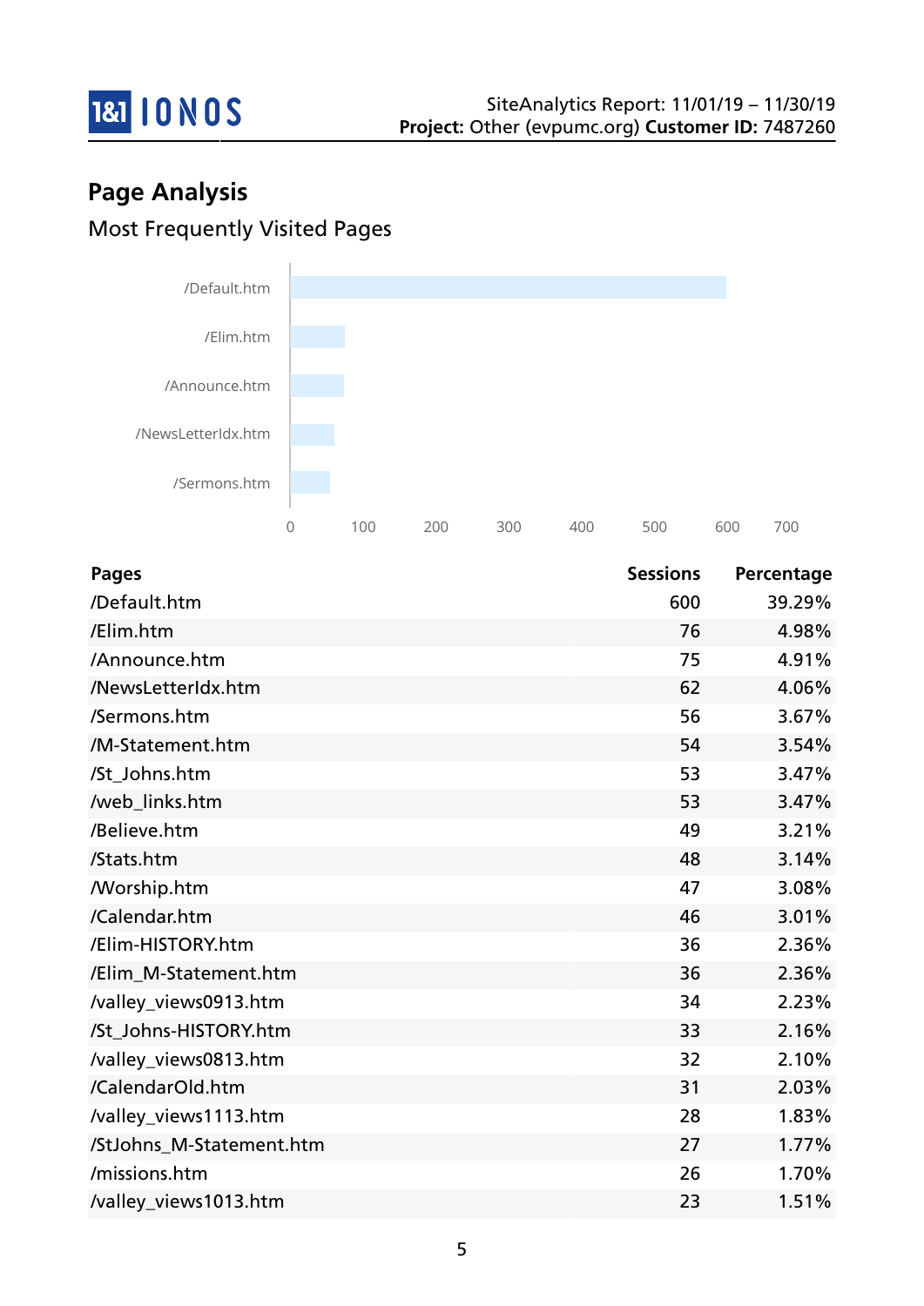# Page Analysis

## Most Frequently Visited Pages

| Pages | Sessions | Percentage |
|---|---|---|
| /Default.htm | 600 | 39.29% |
| /Elim.htm | 76 | 4.98% |
| /Announce.htm | 75 | 4.91% |
| /NewsLetterIdx.htm | 62 | 4.06% |
| /Sermons.htm | 56 | 3.67% |
| /M-Statement.htm | 54 | 3.54% |
| /St_Johns.htm | 53 | 3.47% |
| /web_links.htm | 53 | 3.47% |
| /Believe.htm | 49 | 3.21% |
| /Stats.htm | 48 | 3.14% |
| /Worship.htm | 47 | 3.08% |
| /Calendar.htm | 46 | 3.01% |
| /Elim-HISTORY.htm | 36 | 2.36% |
| /Elim_M-Statement.htm | 36 | 2.36% |
| /valley_views0913.htm | 34 | 2.23% |
| /St_Johns-HISTORY.htm | 33 | 2.16% |
| /valley_views0813.htm | 32 | 2.10% |
| /CalendarOld.htm | 31 | 2.03% |
| /valley_views1113.htm | 28 | 1.83% |
| /StJohns_M-Statement.htm | 27 | 1.77% |
| /missions.htm | 26 | 1.70% |
| /valley_views1013.htm | 23 | 1.51% |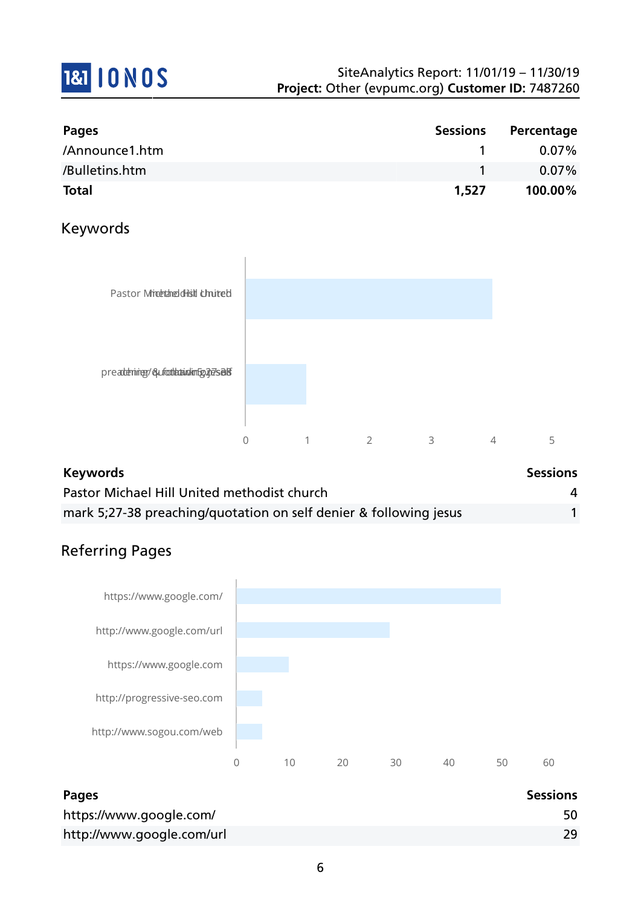| Pages | Sessions | Percentage |
|---|---|---|
| /Announce1.htm | 1 | 0.07% |
| /Bulletins.htm | 1 | 0.07% |
| **Total** | **1,527** | **100.00%** |

## Keywords

| Keywords | Sessions |
|---|---|
| Pastor Michael Hill United methodist church | 4 |
| mark 5;27-38 preaching/quotation on self denier & following jesus | 1 |

## Referring Pages

| Pages | Sessions |
|---|---|
| https://www.google.com/ | 50 |
| http://www.google.com/url | 29 |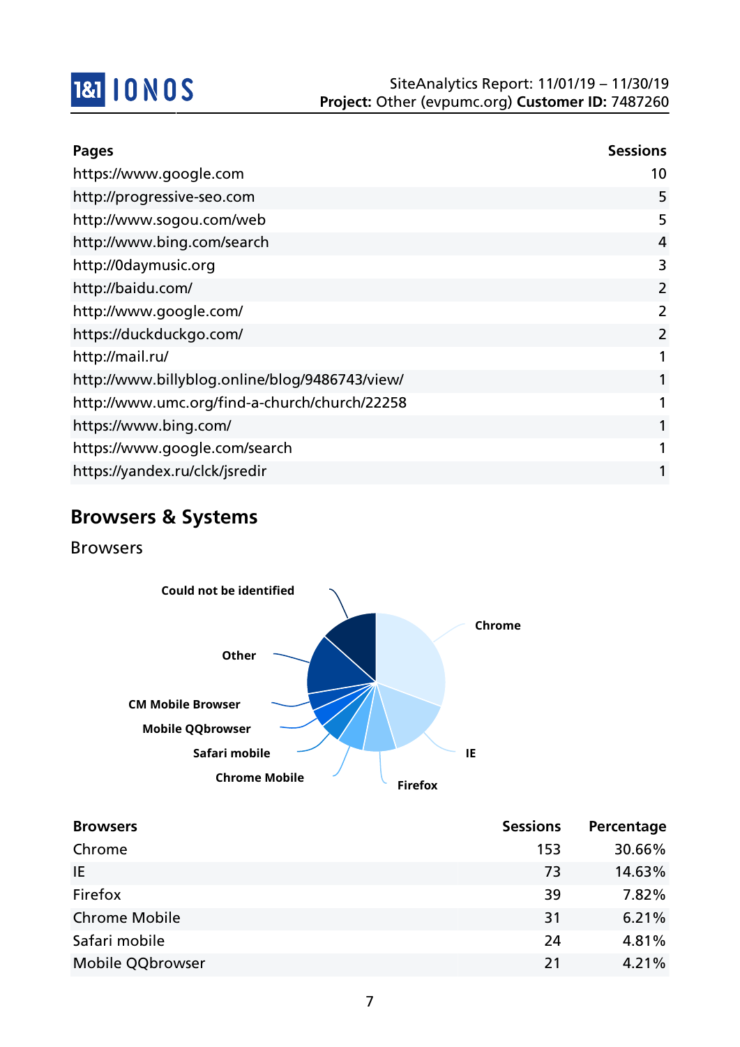| Pages | Sessions |
|---|---|
| https://www.google.com | 10 |
| http://progressive-seo.com | 5 |
| http://www.sogou.com/web | 5 |
| http://www.bing.com/search | 4 |
| http://0daymusic.org | 3 |
| http://baidu.com/ | 2 |
| http://www.google.com/ | 2 |
| https://duckduckgo.com/ | 2 |
| http://mail.ru/ | 1 |
| http://www.billyblog.online/blog/9486743/view/ | 1 |
| http://www.umc.org/find-a-church/church/22258 | 1 |
| https://www.bing.com/ | 1 |
| https://www.google.com/search | 1 |
| https://yandex.ru/clck/jsredir | 1 |

## Browsers & Systems

### Browsers

| Browsers | Sessions | Percentage |
|---|---|---|
| Chrome | 153 | 30.66% |
| IE | 73 | 14.63% |
| Firefox | 39 | 7.82% |
| Chrome Mobile | 31 | 6.21% |
| Safari mobile | 24 | 4.81% |
| Mobile QQbrowser | 21 | 4.21% |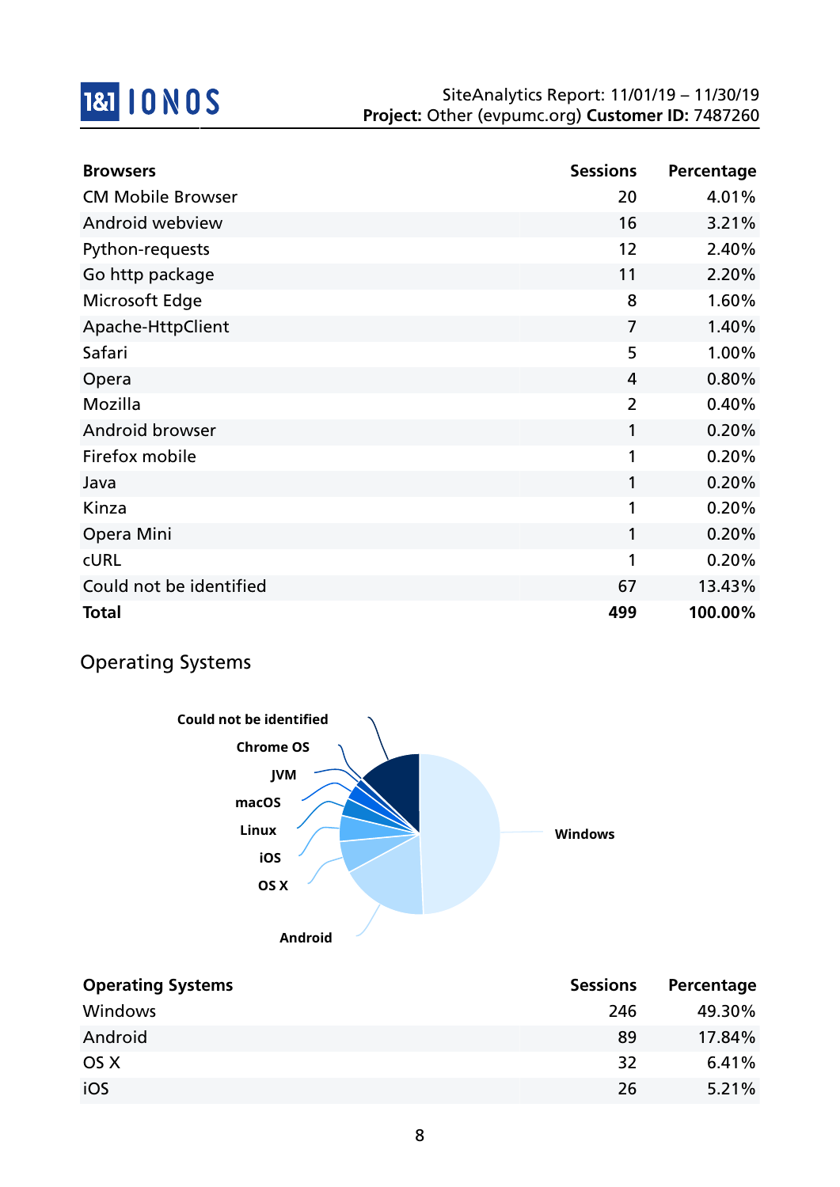| Browsers | Sessions | Percentage |
|---|---|---|
| CM Mobile Browser | 20 | 4.01% |
| Android webview | 16 | 3.21% |
| Python-requests | 12 | 2.40% |
| Go http package | 11 | 2.20% |
| Microsoft Edge | 8 | 1.60% |
| Apache-HttpClient | 7 | 1.40% |
| Safari | 5 | 1.00% |
| Opera | 4 | 0.80% |
| Mozilla | 2 | 0.40% |
| Android browser | 1 | 0.20% |
| Firefox mobile | 1 | 0.20% |
| Java | 1 | 0.20% |
| Kinza | 1 | 0.20% |
| Opera Mini | 1 | 0.20% |
| cURL | 1 | 0.20% |
| Could not be identified | 67 | 13.43% |
| **Total** | **499** | **100.00%** |

## Operating Systems

Could not be identified, Chrome OS, JVM, macOS, Linux, iOS, OS X, Android, Windows

| Operating Systems | Sessions | Percentage |
|---|---|---|
| Windows | 246 | 49.30% |
| Android | 89 | 17.84% |
| OS X | 32 | 6.41% |
| iOS | 26 | 5.21% |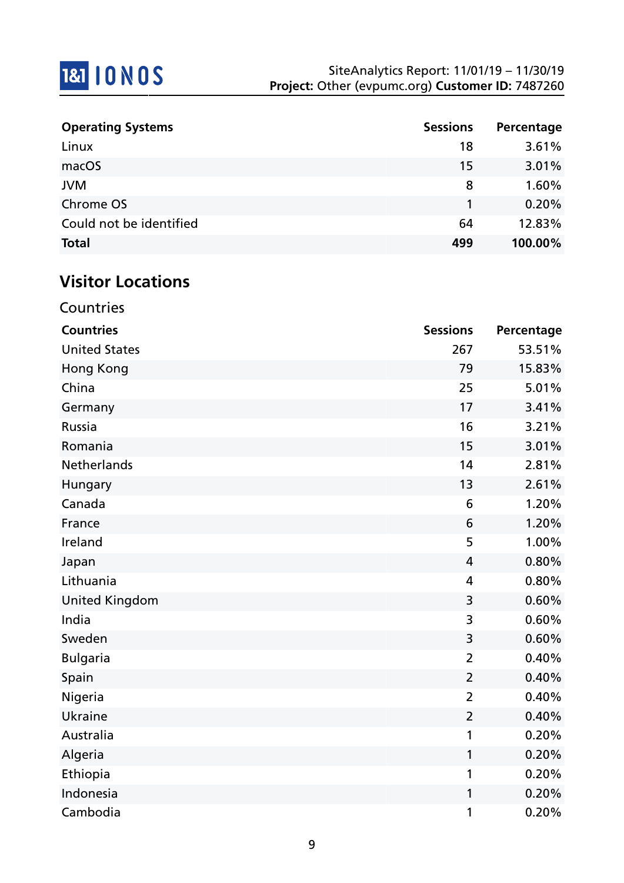| Operating Systems | Sessions | Percentage |
|---|---|---|
| Linux | 18 | 3.61% |
| macOS | 15 | 3.01% |
| JVM | 8 | 1.60% |
| Chrome OS | 1 | 0.20% |
| Could not be identified | 64 | 12.83% |
| **Total** | **499** | **100.00%** |

## Visitor Locations

### Countries

| Countries | Sessions | Percentage |
|---|---|---|
| United States | 267 | 53.51% |
| Hong Kong | 79 | 15.83% |
| China | 25 | 5.01% |
| Germany | 17 | 3.41% |
| Russia | 16 | 3.21% |
| Romania | 15 | 3.01% |
| Netherlands | 14 | 2.81% |
| Hungary | 13 | 2.61% |
| Canada | 6 | 1.20% |
| France | 6 | 1.20% |
| Ireland | 5 | 1.00% |
| Japan | 4 | 0.80% |
| Lithuania | 4 | 0.80% |
| United Kingdom | 3 | 0.60% |
| India | 3 | 0.60% |
| Sweden | 3 | 0.60% |
| Bulgaria | 2 | 0.40% |
| Spain | 2 | 0.40% |
| Nigeria | 2 | 0.40% |
| Ukraine | 2 | 0.40% |
| Australia | 1 | 0.20% |
| Algeria | 1 | 0.20% |
| Ethiopia | 1 | 0.20% |
| Indonesia | 1 | 0.20% |
| Cambodia | 1 | 0.20% |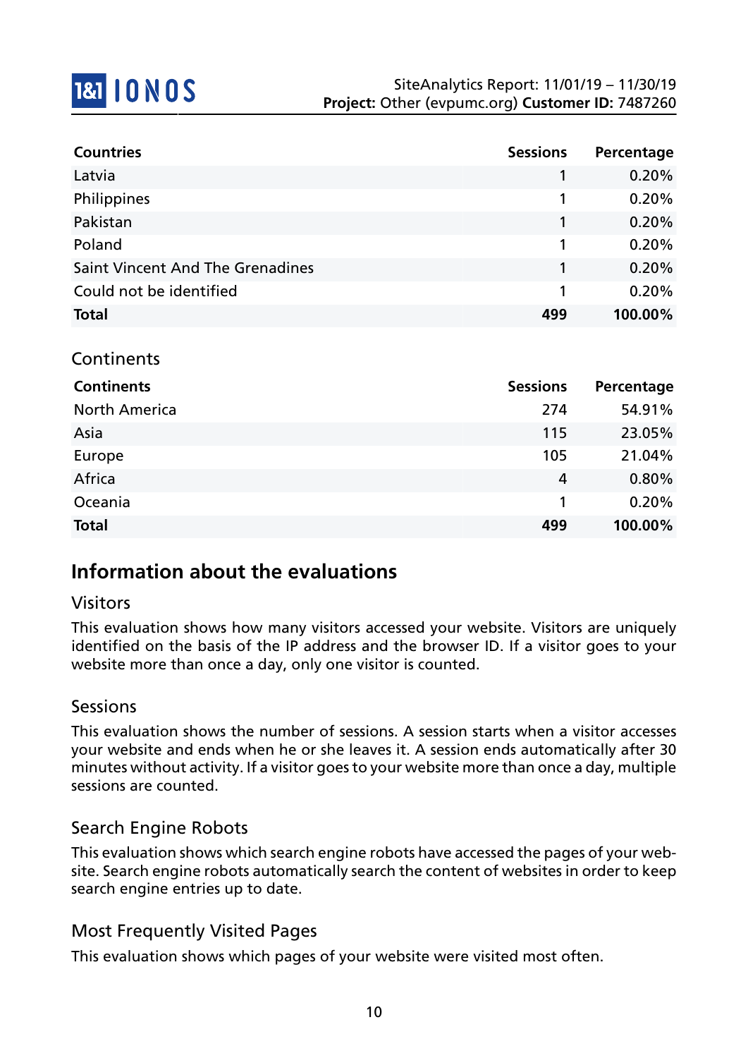| Countries | Sessions | Percentage |
|---|---|---|
| Latvia | 1 | 0.20% |
| Philippines | 1 | 0.20% |
| Pakistan | 1 | 0.20% |
| Poland | 1 | 0.20% |
| Saint Vincent And The Grenadines | 1 | 0.20% |
| Could not be identified | 1 | 0.20% |
| **Total** | **499** | **100.00%** |

### Continents

| Continents | Sessions | Percentage |
|---|---|---|
| North America | 274 | 54.91% |
| Asia | 115 | 23.05% |
| Europe | 105 | 21.04% |
| Africa | 4 | 0.80% |
| Oceania | 1 | 0.20% |
| **Total** | **499** | **100.00%** |

## Information about the evaluations

### Visitors

This evaluation shows how many visitors accessed your website. Visitors are uniquely identified on the basis of the IP address and the browser ID. If a visitor goes to your website more than once a day, only one visitor is counted.

### Sessions

This evaluation shows the number of sessions. A session starts when a visitor accesses your website and ends when he or she leaves it. A session ends automatically after 30 minutes without activity. If a visitor goes to your website more than once a day, multiple sessions are counted.

### Search Engine Robots

This evaluation shows which search engine robots have accessed the pages of your website. Search engine robots automatically search the content of websites in order to keep search engine entries up to date.

### Most Frequently Visited Pages

This evaluation shows which pages of your website were visited most often.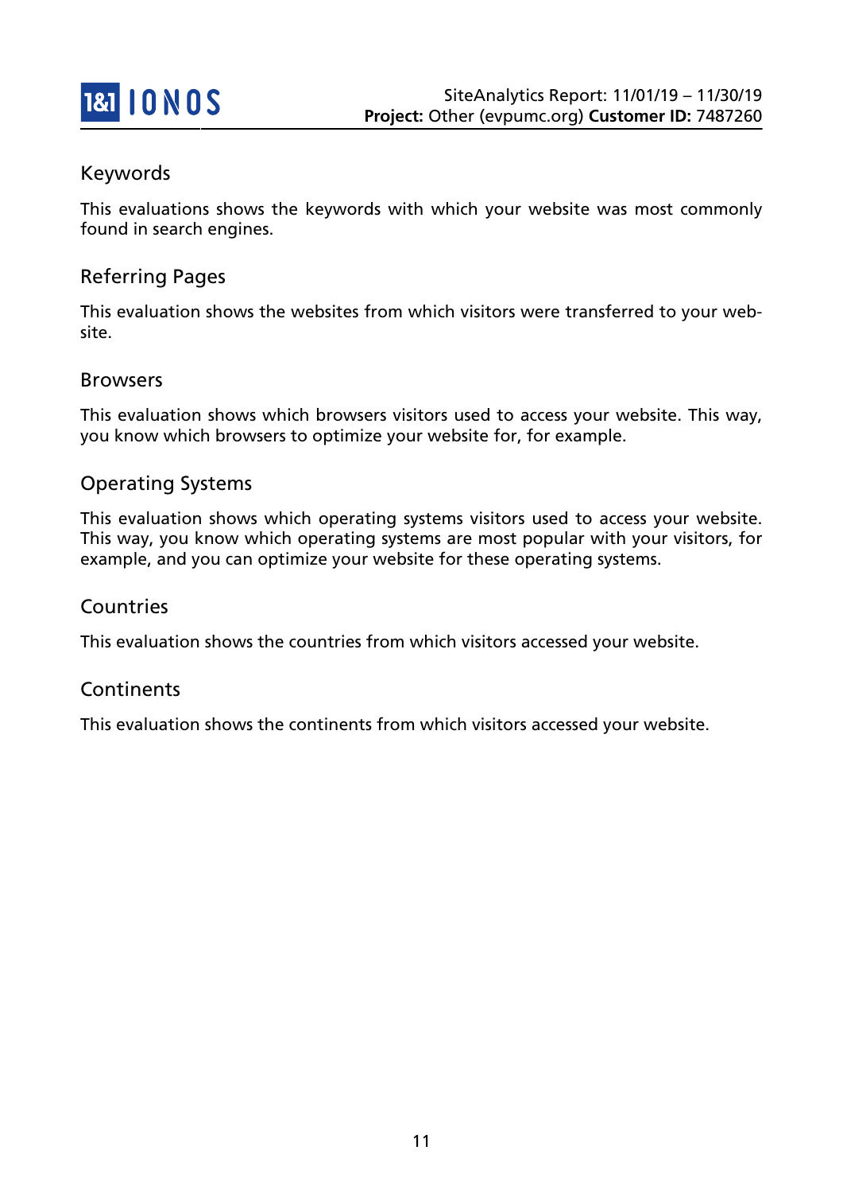## Keywords

This evaluations shows the keywords with which your website was most commonly found in search engines.

## Referring Pages

This evaluation shows the websites from which visitors were transferred to your website.

## Browsers

This evaluation shows which browsers visitors used to access your website. This way, you know which browsers to optimize your website for, for example.

## Operating Systems

This evaluation shows which operating systems visitors used to access your website. This way, you know which operating systems are most popular with your visitors, for example, and you can optimize your website for these operating systems.

## Countries

This evaluation shows the countries from which visitors accessed your website.

## Continents

This evaluation shows the continents from which visitors accessed your website.